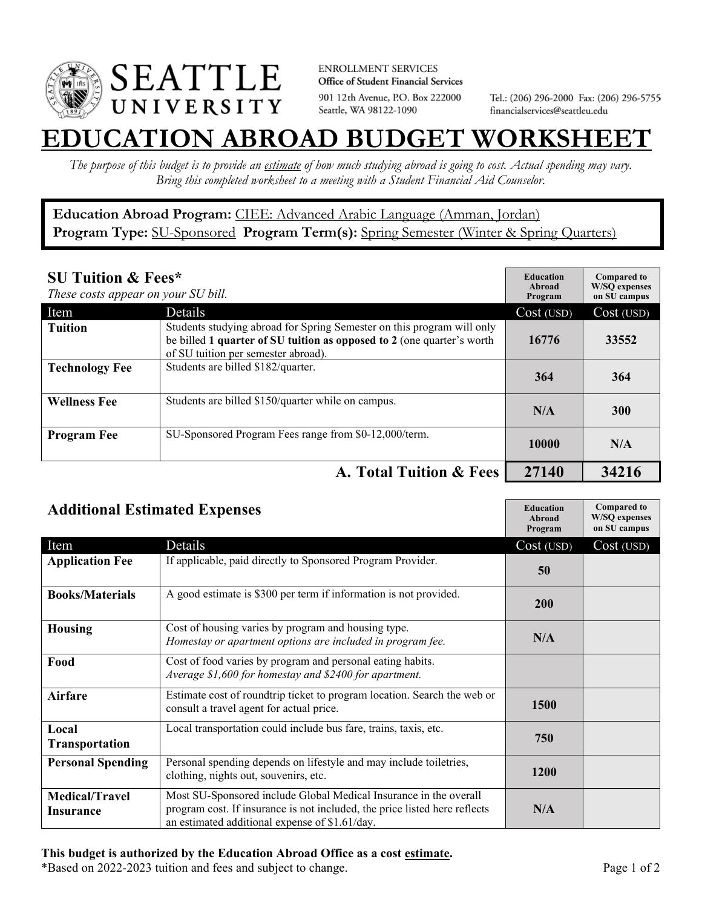SEATTLE UNIVERSITY

ENROLLMENT SERVICES
**Office of Student Financial Services**
901 12th Avenue, P.O. Box 222000
Seattle, WA 98122-1090

Tel.: (206) 296-2000 Fax: (206) 296-5755
financialservices@seattleu.edu

# EDUCATION ABROAD BUDGET WORKSHEET

*The purpose of this budget is to provide an estimate of how much studying abroad is going to cost. Actual spending may vary. Bring this completed worksheet to a meeting with a Student Financial Aid Counselor.*

**Education Abroad Program:** CIEE: Advanced Arabic Language (Amman, Jordan)
**Program Type:** SU-Sponsored **Program Term(s):** Spring Semester (Winter & Spring Quarters)

## SU Tuition & Fees*

*These costs appear on your SU bill.*

| Item | Details | Education Abroad Program Cost (USD) | Compared to W/SQ expenses on SU campus Cost (USD) |
| --- | --- | --- | --- |
| **Tuition** | Students studying abroad for Spring Semester on this program will only be billed **1 quarter of SU tuition as opposed to 2** (one quarter's worth of SU tuition per semester abroad). | 16776 | 33552 |
| **Technology Fee** | Students are billed $182/quarter. | 364 | 364 |
| **Wellness Fee** | Students are billed $150/quarter while on campus. | N/A | 300 |
| **Program Fee** | SU-Sponsored Program Fees range from $0-12,000/term. | 10000 | N/A |
| | **A. Total Tuition & Fees** | **27140** | **34216** |

## Additional Estimated Expenses

| Item | Details | Education Abroad Program Cost (USD) | Compared to W/SQ expenses on SU campus Cost (USD) |
| --- | --- | --- | --- |
| **Application Fee** | If applicable, paid directly to Sponsored Program Provider. | 50 | |
| **Books/Materials** | A good estimate is $300 per term if information is not provided. | 200 | |
| **Housing** | Cost of housing varies by program and housing type. *Homestay or apartment options are included in program fee.* | N/A | |
| **Food** | Cost of food varies by program and personal eating habits. *Average $1,600 for homestay and $2400 for apartment.* | | |
| **Airfare** | Estimate cost of roundtrip ticket to program location. Search the web or consult a travel agent for actual price. | 1500 | |
| **Local Transportation** | Local transportation could include bus fare, trains, taxis, etc. | 750 | |
| **Personal Spending** | Personal spending depends on lifestyle and may include toiletries, clothing, nights out, souvenirs, etc. | 1200 | |
| **Medical/Travel Insurance** | Most SU-Sponsored include Global Medical Insurance in the overall program cost. If insurance is not included, the price listed here reflects an estimated additional expense of $1.61/day. | N/A | |

**This budget is authorized by the Education Abroad Office as a cost estimate.**
*Based on 2022-2023 tuition and fees and subject to change.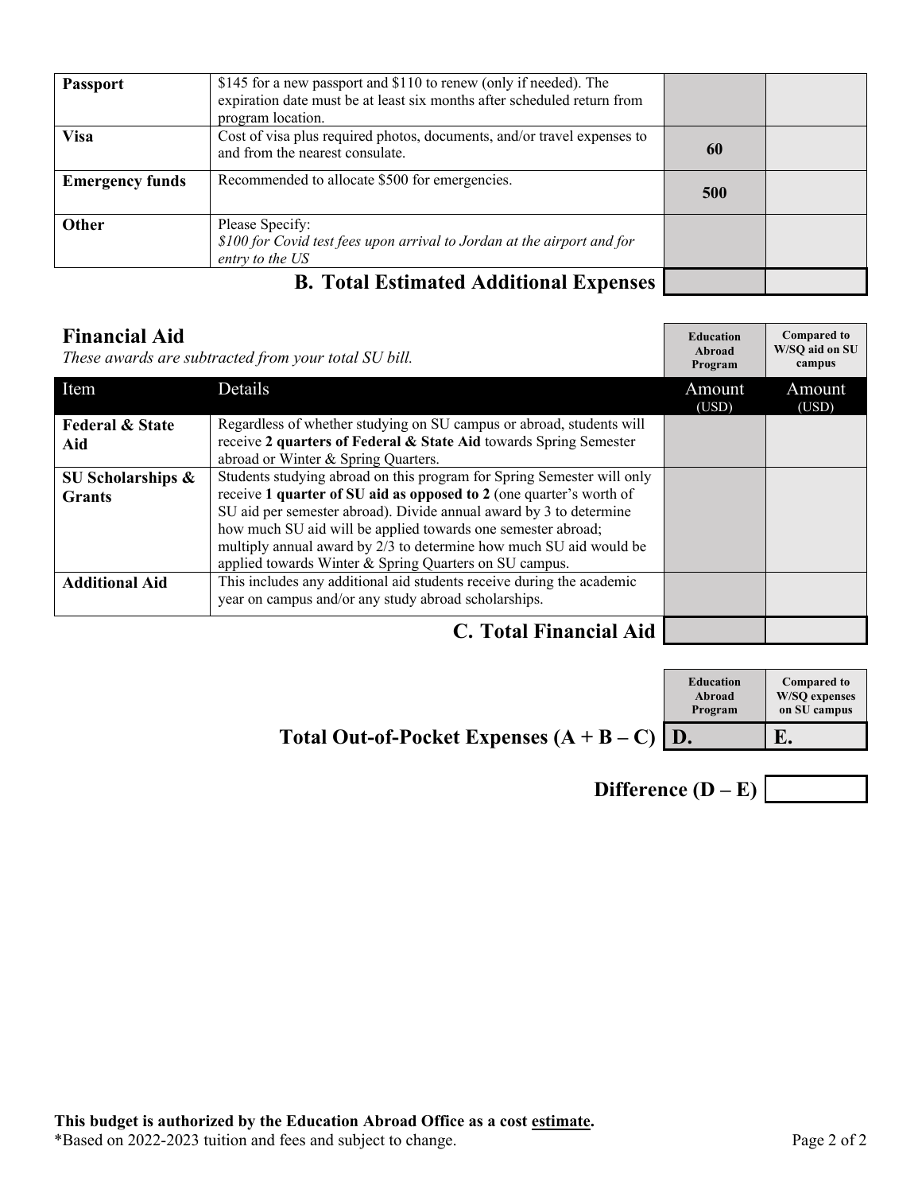| | | | |
|---|---|---|---|
| **Passport** | $145 for a new passport and $110 to renew (only if needed). The expiration date must be at least six months after scheduled return from program location. | | |
| **Visa** | Cost of visa plus required photos, documents, and/or travel expenses to and from the nearest consulate. | **60** | |
| **Emergency funds** | Recommended to allocate $500 for emergencies. | **500** | |
| **Other** | Please Specify: *$100 for Covid test fees upon arrival to Jordan at the airport and for entry to the US* | | |
| | **B. Total Estimated Additional Expenses** | | |

## Financial Aid

*These awards are subtracted from your total SU bill.*

| | | Education Abroad Program | Compared to W/SQ aid on SU campus |
|---|---|---|---|
| Item | Details | Amount (USD) | Amount (USD) |
| **Federal & State Aid** | Regardless of whether studying on SU campus or abroad, students will receive **2 quarters of Federal & State Aid** towards Spring Semester abroad or Winter & Spring Quarters. | | |
| **SU Scholarships & Grants** | Students studying abroad on this program for Spring Semester will only receive **1 quarter of SU aid as opposed to 2** (one quarter's worth of SU aid per semester abroad). Divide annual award by 3 to determine how much SU aid will be applied towards one semester abroad; multiply annual award by 2/3 to determine how much SU aid would be applied towards Winter & Spring Quarters on SU campus. | | |
| **Additional Aid** | This includes any additional aid students receive during the academic year on campus and/or any study abroad scholarships. | | |
| | **C. Total Financial Aid** | | |

| | Education Abroad Program | Compared to W/SQ expenses on SU campus |
|---|---|---|
| **Total Out-of-Pocket Expenses (A + B – C)** | **D.** | **E.** |

| | |
|---|---|
| **Difference (D – E)** | |

**This budget is authorized by the Education Abroad Office as a cost estimate.**

*Based on 2022-2023 tuition and fees and subject to change.